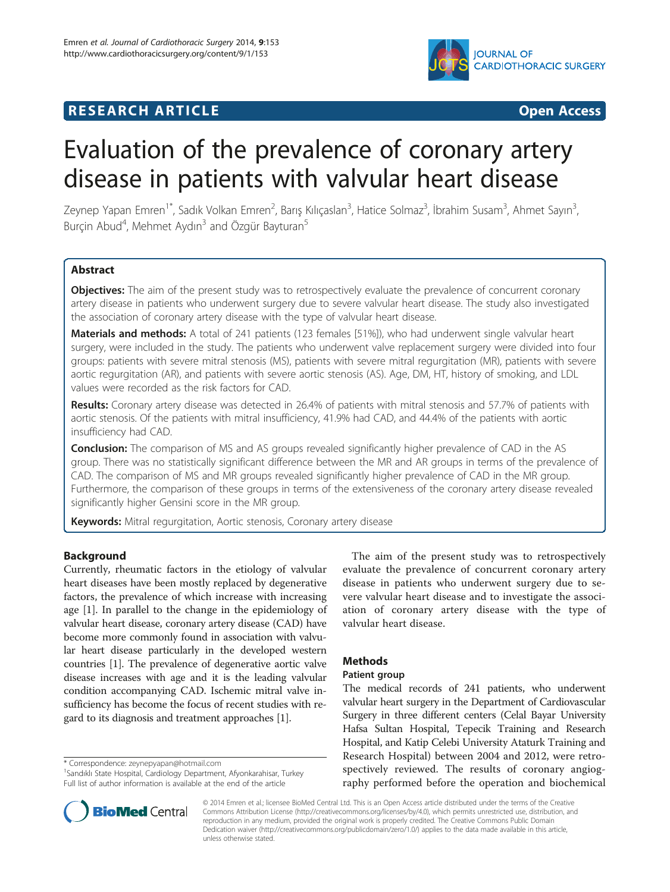RESEARCH ARTICLE

Open Access

# Evaluation of the prevalence of coronary artery disease in patients with valvular heart disease

Zeynep Yapan Emren[1*], Sadık Volkan Emren[2], Barış Kılıçaslan[3], Hatice Solmaz[3], İbrahim Susam[3], Ahmet Sayın[3], Burçin Abud[4], Mehmet Aydın[3] and Özgür Bayturan[5]

## Abstract

**Objectives:** The aim of the present study was to retrospectively evaluate the prevalence of concurrent coronary artery disease in patients who underwent surgery due to severe valvular heart disease. The study also investigated the association of coronary artery disease with the type of valvular heart disease.

**Materials and methods:** A total of 241 patients (123 females [51%]), who had underwent single valvular heart surgery, were included in the study. The patients who underwent valve replacement surgery were divided into four groups: patients with severe mitral stenosis (MS), patients with severe mitral regurgitation (MR), patients with severe aortic regurgitation (AR), and patients with severe aortic stenosis (AS). Age, DM, HT, history of smoking, and LDL values were recorded as the risk factors for CAD.

**Results:** Coronary artery disease was detected in 26.4% of patients with mitral stenosis and 57.7% of patients with aortic stenosis. Of the patients with mitral insufficiency, 41.9% had CAD, and 44.4% of the patients with aortic insufficiency had CAD.

**Conclusion:** The comparison of MS and AS groups revealed significantly higher prevalence of CAD in the AS group. There was no statistically significant difference between the MR and AR groups in terms of the prevalence of CAD. The comparison of MS and MR groups revealed significantly higher prevalence of CAD in the MR group. Furthermore, the comparison of these groups in terms of the extensiveness of the coronary artery disease revealed significantly higher Gensini score in the MR group.

**Keywords:** Mitral regurgitation, Aortic stenosis, Coronary artery disease

## Background

Currently, rheumatic factors in the etiology of valvular heart diseases have been mostly replaced by degenerative factors, the prevalence of which increase with increasing age [1]. In parallel to the change in the epidemiology of valvular heart disease, coronary artery disease (CAD) have become more commonly found in association with valvular heart disease particularly in the developed western countries [1]. The prevalence of degenerative aortic valve disease increases with age and it is the leading valvular condition accompanying CAD. Ischemic mitral valve insufficiency has become the focus of recent studies with regard to its diagnosis and treatment approaches [1].

The aim of the present study was to retrospectively evaluate the prevalence of concurrent coronary artery disease in patients who underwent surgery due to severe valvular heart disease and to investigate the association of coronary artery disease with the type of valvular heart disease.

## Methods

### Patient group

The medical records of 241 patients, who underwent valvular heart surgery in the Department of Cardiovascular Surgery in three different centers (Celal Bayar University Hafsa Sultan Hospital, Tepecik Training and Research Hospital, and Katip Celebi University Ataturk Training and Research Hospital) between 2004 and 2012, were retrospectively reviewed. The results of coronary angiography performed before the operation and biochemical

\* Correspondence: zeynepyapan@hotmail.com
[1]Sandıklı State Hospital, Cardiology Department, Afyonkarahisar, Turkey
Full list of author information is available at the end of the article

© 2014 Emren et al.; licensee BioMed Central Ltd. This is an Open Access article distributed under the terms of the Creative Commons Attribution License (http://creativecommons.org/licenses/by/4.0), which permits unrestricted use, distribution, and reproduction in any medium, provided the original work is properly credited. The Creative Commons Public Domain Dedication waiver (http://creativecommons.org/publicdomain/zero/1.0/) applies to the data made available in this article, unless otherwise stated.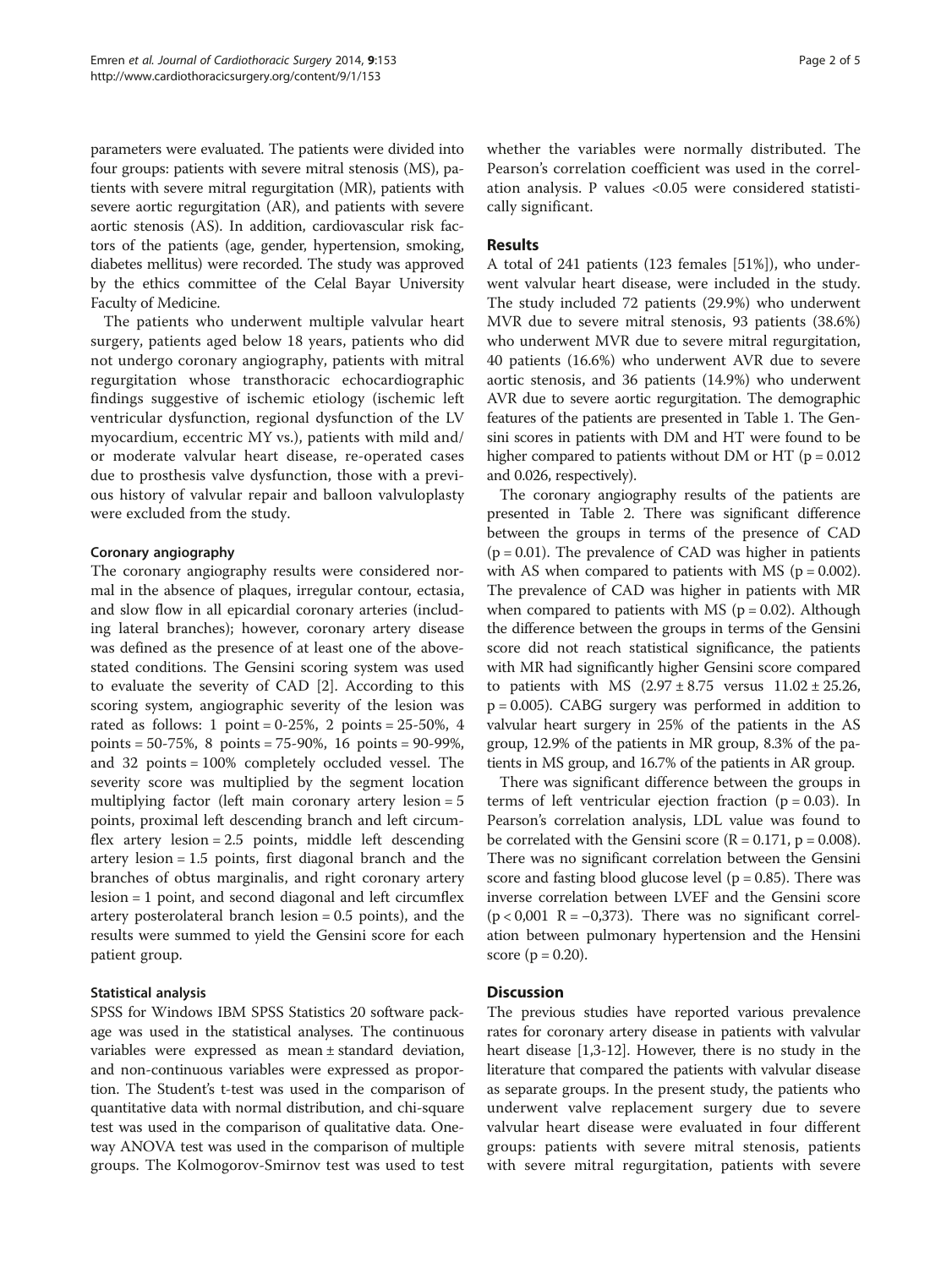parameters were evaluated. The patients were divided into four groups: patients with severe mitral stenosis (MS), patients with severe mitral regurgitation (MR), patients with severe aortic regurgitation (AR), and patients with severe aortic stenosis (AS). In addition, cardiovascular risk factors of the patients (age, gender, hypertension, smoking, diabetes mellitus) were recorded. The study was approved by the ethics committee of the Celal Bayar University Faculty of Medicine.

The patients who underwent multiple valvular heart surgery, patients aged below 18 years, patients who did not undergo coronary angiography, patients with mitral regurgitation whose transthoracic echocardiographic findings suggestive of ischemic etiology (ischemic left ventricular dysfunction, regional dysfunction of the LV myocardium, eccentric MY vs.), patients with mild and/or moderate valvular heart disease, re-operated cases due to prosthesis valve dysfunction, those with a previous history of valvular repair and balloon valvuloplasty were excluded from the study.

### Coronary angiography

The coronary angiography results were considered normal in the absence of plaques, irregular contour, ectasia, and slow flow in all epicardial coronary arteries (including lateral branches); however, coronary artery disease was defined as the presence of at least one of the above-stated conditions. The Gensini scoring system was used to evaluate the severity of CAD [2]. According to this scoring system, angiographic severity of the lesion was rated as follows: 1 point = 0-25%, 2 points = 25-50%, 4 points = 50-75%, 8 points = 75-90%, 16 points = 90-99%, and 32 points = 100% completely occluded vessel. The severity score was multiplied by the segment location multiplying factor (left main coronary artery lesion = 5 points, proximal left descending branch and left circumflex artery lesion = 2.5 points, middle left descending artery lesion = 1.5 points, first diagonal branch and the branches of obtus marginalis, and right coronary artery lesion = 1 point, and second diagonal and left circumflex artery posterolateral branch lesion = 0.5 points), and the results were summed to yield the Gensini score for each patient group.

### Statistical analysis

SPSS for Windows IBM SPSS Statistics 20 software package was used in the statistical analyses. The continuous variables were expressed as mean ± standard deviation, and non-continuous variables were expressed as proportion. The Student's t-test was used in the comparison of quantitative data with normal distribution, and chi-square test was used in the comparison of qualitative data. One-way ANOVA test was used in the comparison of multiple groups. The Kolmogorov-Smirnov test was used to test whether the variables were normally distributed. The Pearson's correlation coefficient was used in the correlation analysis. P values <0.05 were considered statistically significant.

## Results

A total of 241 patients (123 females [51%]), who underwent valvular heart disease, were included in the study. The study included 72 patients (29.9%) who underwent MVR due to severe mitral stenosis, 93 patients (38.6%) who underwent MVR due to severe mitral regurgitation, 40 patients (16.6%) who underwent AVR due to severe aortic stenosis, and 36 patients (14.9%) who underwent AVR due to severe aortic regurgitation. The demographic features of the patients are presented in Table 1. The Gensini scores in patients with DM and HT were found to be higher compared to patients without DM or HT ($p = 0.012$ and 0.026, respectively).

The coronary angiography results of the patients are presented in Table 2. There was significant difference between the groups in terms of the presence of CAD ($p = 0.01$). The prevalence of CAD was higher in patients with AS when compared to patients with MS ($p = 0.002$). The prevalence of CAD was higher in patients with MR when compared to patients with MS ($p = 0.02$). Although the difference between the groups in terms of the Gensini score did not reach statistical significance, the patients with MR had significantly higher Gensini score compared to patients with MS (2.97 ± 8.75 versus 11.02 ± 25.26, $p = 0.005$). CABG surgery was performed in addition to valvular heart surgery in 25% of the patients in the AS group, 12.9% of the patients in MR group, 8.3% of the patients in MS group, and 16.7% of the patients in AR group.

There was significant difference between the groups in terms of left ventricular ejection fraction ($p = 0.03$). In Pearson's correlation analysis, LDL value was found to be correlated with the Gensini score ($R = 0.171$, $p = 0.008$). There was no significant correlation between the Gensini score and fasting blood glucose level ($p = 0.85$). There was inverse correlation between LVEF and the Gensini score ($p < 0{,}001$ $R = -0{,}373$). There was no significant correlation between pulmonary hypertension and the Hensini score ($p = 0.20$).

## Discussion

The previous studies have reported various prevalence rates for coronary artery disease in patients with valvular heart disease [1,3-12]. However, there is no study in the literature that compared the patients with valvular disease as separate groups. In the present study, the patients who underwent valve replacement surgery due to severe valvular heart disease were evaluated in four different groups: patients with severe mitral stenosis, patients with severe mitral regurgitation, patients with severe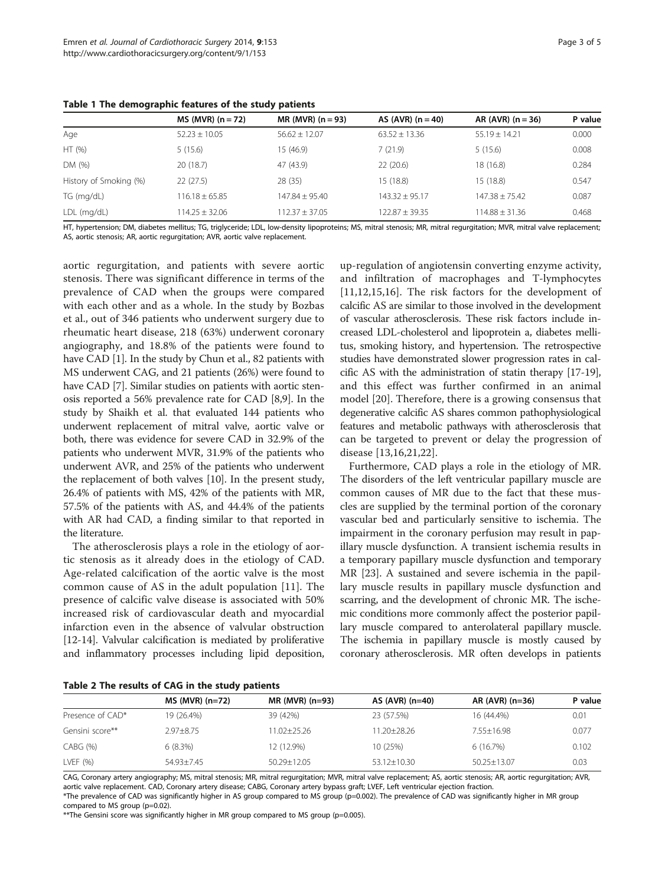**Table 1 The demographic features of the study patients**

| | MS (MVR) (n = 72) | MR (MVR) (n = 93) | AS (AVR) (n = 40) | AR (AVR) (n = 36) | P value |
|---|---|---|---|---|---|
| Age | 52.23 ± 10.05 | 56.62 ± 12.07 | 63.52 ± 13.36 | 55.19 ± 14.21 | 0.000 |
| HT (%) | 5 (15.6) | 15 (46.9) | 7 (21.9) | 5 (15.6) | 0.008 |
| DM (%) | 20 (18.7) | 47 (43.9) | 22 (20.6) | 18 (16.8) | 0.284 |
| History of Smoking (%) | 22 (27.5) | 28 (35) | 15 (18.8) | 15 (18.8) | 0.547 |
| TG (mg/dL) | 116.18 ± 65.85 | 147.84 ± 95.40 | 143.32 ± 95.17 | 147.38 ± 75.42 | 0.087 |
| LDL (mg/dL) | 114.25 ± 32.06 | 112.37 ± 37.05 | 122.87 ± 39.35 | 114.88 ± 31.36 | 0.468 |

HT, hypertension; DM, diabetes mellitus; TG, triglyceride; LDL, low-density lipoproteins; MS, mitral stenosis; MR, mitral regurgitation; MVR, mitral valve replacement; AS, aortic stenosis; AR, aortic regurgitation; AVR, aortic valve replacement.

aortic regurgitation, and patients with severe aortic stenosis. There was significant difference in terms of the prevalence of CAD when the groups were compared with each other and as a whole. In the study by Bozbas et al., out of 346 patients who underwent surgery due to rheumatic heart disease, 218 (63%) underwent coronary angiography, and 18.8% of the patients were found to have CAD [1]. In the study by Chun et al., 82 patients with MS underwent CAG, and 21 patients (26%) were found to have CAD [7]. Similar studies on patients with aortic stenosis reported a 56% prevalence rate for CAD [8,9]. In the study by Shaikh et al. that evaluated 144 patients who underwent replacement of mitral valve, aortic valve or both, there was evidence for severe CAD in 32.9% of the patients who underwent MVR, 31.9% of the patients who underwent AVR, and 25% of the patients who underwent the replacement of both valves [10]. In the present study, 26.4% of patients with MS, 42% of the patients with MR, 57.5% of the patients with AS, and 44.4% of the patients with AR had CAD, a finding similar to that reported in the literature.

The atherosclerosis plays a role in the etiology of aortic stenosis as it already does in the etiology of CAD. Age-related calcification of the aortic valve is the most common cause of AS in the adult population [11]. The presence of calcific valve disease is associated with 50% increased risk of cardiovascular death and myocardial infarction even in the absence of valvular obstruction [12-14]. Valvular calcification is mediated by proliferative and inflammatory processes including lipid deposition, up-regulation of angiotensin converting enzyme activity, and infiltration of macrophages and T-lymphocytes [11,12,15,16]. The risk factors for the development of calcific AS are similar to those involved in the development of vascular atherosclerosis. These risk factors include increased LDL-cholesterol and lipoprotein a, diabetes mellitus, smoking history, and hypertension. The retrospective studies have demonstrated slower progression rates in calcific AS with the administration of statin therapy [17-19], and this effect was further confirmed in an animal model [20]. Therefore, there is a growing consensus that degenerative calcific AS shares common pathophysiological features and metabolic pathways with atherosclerosis that can be targeted to prevent or delay the progression of disease [13,16,21,22].

Furthermore, CAD plays a role in the etiology of MR. The disorders of the left ventricular papillary muscle are common causes of MR due to the fact that these muscles are supplied by the terminal portion of the coronary vascular bed and particularly sensitive to ischemia. The impairment in the coronary perfusion may result in papillary muscle dysfunction. A transient ischemia results in a temporary papillary muscle dysfunction and temporary MR [23]. A sustained and severe ischemia in the papillary muscle results in papillary muscle dysfunction and scarring, and the development of chronic MR. The ischemic conditions more commonly affect the posterior papillary muscle compared to anterolateral papillary muscle. The ischemia in papillary muscle is mostly caused by coronary atherosclerosis. MR often develops in patients

**Table 2 The results of CAG in the study patients**

| | MS (MVR) (n=72) | MR (MVR) (n=93) | AS (AVR) (n=40) | AR (AVR) (n=36) | P value |
|---|---|---|---|---|---|
| Presence of CAD* | 19 (26.4%) | 39 (42%) | 23 (57.5%) | 16 (44.4%) | 0.01 |
| Gensini score** | 2.97±8.75 | 11.02±25.26 | 11.20±28.26 | 7.55±16.98 | 0.077 |
| CABG (%) | 6 (8.3%) | 12 (12.9%) | 10 (25%) | 6 (16.7%) | 0.102 |
| LVEF (%) | 54.93±7.45 | 50.29±12.05 | 53.12±10.30 | 50.25±13.07 | 0.03 |

CAG, Coronary artery angiography; MS, mitral stenosis; MR, mitral regurgitation; MVR, mitral valve replacement; AS, aortic stenosis; AR, aortic regurgitation; AVR, aortic valve replacement. CAD, Coronary artery disease; CABG, Coronary artery bypass graft; LVEF, Left ventricular ejection fraction.
*The prevalence of CAD was significantly higher in AS group compared to MS group (p=0.002). The prevalence of CAD was significantly higher in MR group compared to MS group (p=0.02).
**The Gensini score was significantly higher in MR group compared to MS group (p=0.005).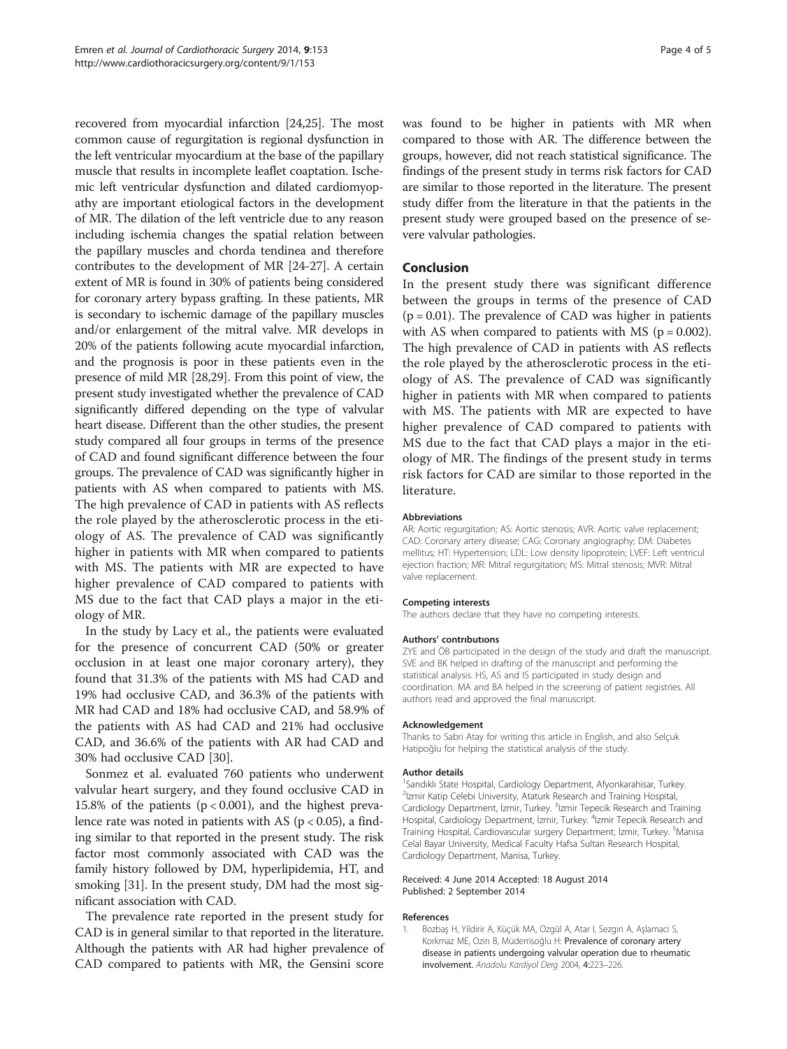recovered from myocardial infarction [24,25]. The most common cause of regurgitation is regional dysfunction in the left ventricular myocardium at the base of the papillary muscle that results in incomplete leaflet coaptation. Ischemic left ventricular dysfunction and dilated cardiomyopathy are important etiological factors in the development of MR. The dilation of the left ventricle due to any reason including ischemia changes the spatial relation between the papillary muscles and chorda tendinea and therefore contributes to the development of MR [24-27]. A certain extent of MR is found in 30% of patients being considered for coronary artery bypass grafting. In these patients, MR is secondary to ischemic damage of the papillary muscles and/or enlargement of the mitral valve. MR develops in 20% of the patients following acute myocardial infarction, and the prognosis is poor in these patients even in the presence of mild MR [28,29]. From this point of view, the present study investigated whether the prevalence of CAD significantly differed depending on the type of valvular heart disease. Different than the other studies, the present study compared all four groups in terms of the presence of CAD and found significant difference between the four groups. The prevalence of CAD was significantly higher in patients with AS when compared to patients with MS. The high prevalence of CAD in patients with AS reflects the role played by the atherosclerotic process in the etiology of AS. The prevalence of CAD was significantly higher in patients with MR when compared to patients with MS. The patients with MR are expected to have higher prevalence of CAD compared to patients with MS due to the fact that CAD plays a major in the etiology of MR.

In the study by Lacy et al., the patients were evaluated for the presence of concurrent CAD (50% or greater occlusion in at least one major coronary artery), they found that 31.3% of the patients with MS had CAD and 19% had occlusive CAD, and 36.3% of the patients with MR had CAD and 18% had occlusive CAD, and 58.9% of the patients with AS had CAD and 21% had occlusive CAD, and 36.6% of the patients with AR had CAD and 30% had occlusive CAD [30].

Sonmez et al. evaluated 760 patients who underwent valvular heart surgery, and they found occlusive CAD in 15.8% of the patients ($p < 0.001$), and the highest prevalence rate was noted in patients with AS ($p < 0.05$), a finding similar to that reported in the present study. The risk factor most commonly associated with CAD was the family history followed by DM, hyperlipidemia, HT, and smoking [31]. In the present study, DM had the most significant association with CAD.

The prevalence rate reported in the present study for CAD is in general similar to that reported in the literature. Although the patients with AR had higher prevalence of CAD compared to patients with MR, the Gensini score was found to be higher in patients with MR when compared to those with AR. The difference between the groups, however, did not reach statistical significance. The findings of the present study in terms risk factors for CAD are similar to those reported in the literature. The present study differ from the literature in that the patients in the present study were grouped based on the presence of severe valvular pathologies.

## Conclusion

In the present study there was significant difference between the groups in terms of the presence of CAD ($p = 0.01$). The prevalence of CAD was higher in patients with AS when compared to patients with MS ($p = 0.002$). The high prevalence of CAD in patients with AS reflects the role played by the atherosclerotic process in the etiology of AS. The prevalence of CAD was significantly higher in patients with MR when compared to patients with MS. The patients with MR are expected to have higher prevalence of CAD compared to patients with MS due to the fact that CAD plays a major in the etiology of MR. The findings of the present study in terms risk factors for CAD are similar to those reported in the literature.

#### Abbreviations

AR: Aortic regurgitation; AS: Aortic stenosis; AVR: Aortic valve replacement; CAD: Coronary artery disease; CAG: Coronary angiography; DM: Diabetes mellitus; HT: Hypertension; LDL: Low density lipoprotein; LVEF: Left ventricul ejection fraction; MR: Mitral regurgitation; MS: Mitral stenosis; MVR: Mitral valve replacement.

#### Competing interests

The authors declare that they have no competing interests.

#### Authors' contributions

ZYE and ÖB participated in the design of the study and draft the manuscript. SVE and BK helped in drafting of the manuscript and performing the statistical analysis. HS, AS and IS participated in study design and coordination. MA and BA helped in the screening of patient registries. All authors read and approved the final manuscript.

#### Acknowledgement

Thanks to Sabri Atay for writing this article in English, and also Selçuk Hatipoğlu for helping the statistical analysis of the study.

#### Author details

[1]Sandıklı State Hospital, Cardiology Department, Afyonkarahisar, Turkey. [2]İzmir Katip Celebi University, Ataturk Research and Training Hospital, Cardiology Department, İzmir, Turkey. [3]İzmir Tepecik Research and Training Hospital, Cardiology Department, İzmir, Turkey. [4]İzmir Tepecik Research and Training Hospital, Cardiovascular surgery Department, İzmir, Turkey. [5]Manisa Celal Bayar University, Medical Faculty Hafsa Sultan Research Hospital, Cardiology Department, Manisa, Turkey.

Received: 4 June 2014 Accepted: 18 August 2014
Published: 2 September 2014

#### References

1. Bozbaş H, Yildirir A, Küçük MA, Ozgül A, Atar I, Sezgin A, Aşlamaci S, Korkmaz ME, Ozin B, Müderrisoğlu H: Prevalence of coronary artery disease in patients undergoing valvular operation due to rheumatic involvement. *Anadolu Kardiyol Derg* 2004, **4**:223–226.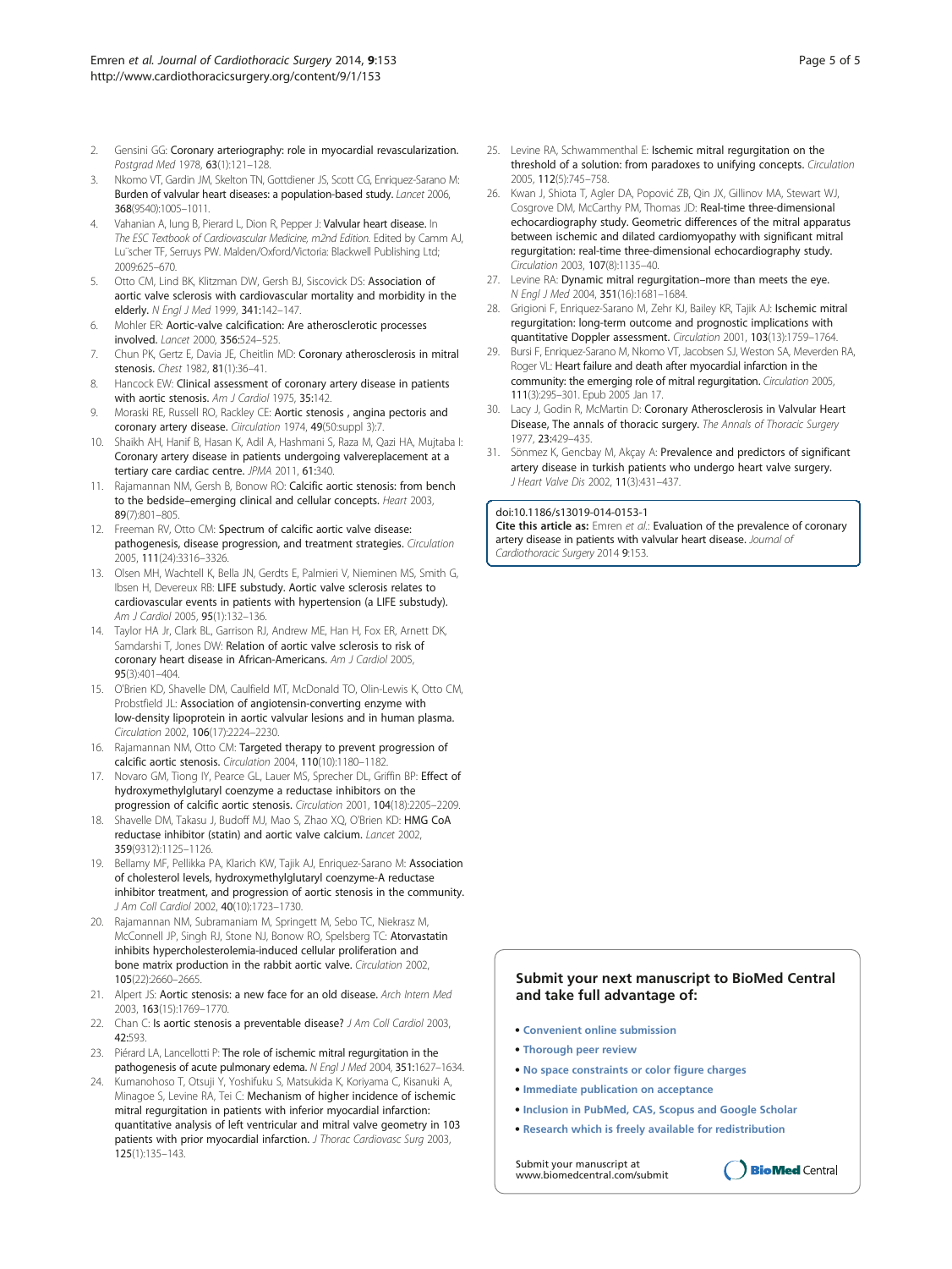2. Gensini GG: **Coronary arteriography: role in myocardial revascularization.** *Postgrad Med* 1978, **63**(1):121–128.
3. Nkomo VT, Gardin JM, Skelton TN, Gottdiener JS, Scott CG, Enriquez-Sarano M: **Burden of valvular heart diseases: a population-based study.** *Lancet* 2006, **368**(9540):1005–1011.
4. Vahanian A, Iung B, Pierard L, Dion R, Pepper J: **Valvular heart disease.** In *The ESC Textbook of Cardiovascular Medicine, m2nd Edition.* Edited by Camm AJ, Lu¨scher TF, Serruys PW. Malden/Oxford/Victoria: Blackwell Publishing Ltd; 2009:625–670.
5. Otto CM, Lind BK, Klitzman DW, Gersh BJ, Siscovick DS: **Association of aortic valve sclerosis with cardiovascular mortality and morbidity in the elderly.** *N Engl J Med* 1999, **341**:142–147.
6. Mohler ER: **Aortic-valve calcification: Are atherosclerotic processes involved.** *Lancet* 2000, **356**:524–525.
7. Chun PK, Gertz E, Davia JE, Cheitlin MD: **Coronary atherosclerosis in mitral stenosis.** *Chest* 1982, **81**(1):36–41.
8. Hancock EW: **Clinical assessment of coronary artery disease in patients with aortic stenosis.** *Am J Cardiol* 1975, **35**:142.
9. Moraski RE, Russell RO, Rackley CE: **Aortic stenosis , angina pectoris and coronary artery disease.** *Ciirculation* 1974, **49**(50:suppl 3):7.
10. Shaikh AH, Hanif B, Hasan K, Adil A, Hashmani S, Raza M, Qazi HA, Mujtaba I: **Coronary artery disease in patients undergoing valvereplacement at a tertiary care cardiac centre.** *JPMA* 2011, **61**:340.
11. Rajamannan NM, Gersh B, Bonow RO: **Calcific aortic stenosis: from bench to the bedside–emerging clinical and cellular concepts.** *Heart* 2003, **89**(7):801–805.
12. Freeman RV, Otto CM: **Spectrum of calcific aortic valve disease: pathogenesis, disease progression, and treatment strategies.** *Circulation* 2005, **111**(24):3316–3326.
13. Olsen MH, Wachtell K, Bella JN, Gerdts E, Palmieri V, Nieminen MS, Smith G, Ibsen H, Devereux RB: **LIFE substudy. Aortic valve sclerosis relates to cardiovascular events in patients with hypertension (a LIFE substudy).** *Am J Cardiol* 2005, **95**(1):132–136.
14. Taylor HA Jr, Clark BL, Garrison RJ, Andrew ME, Han H, Fox ER, Arnett DK, Samdarshi T, Jones DW: **Relation of aortic valve sclerosis to risk of coronary heart disease in African-Americans.** *Am J Cardiol* 2005, **95**(3):401–404.
15. O'Brien KD, Shavelle DM, Caulfield MT, McDonald TO, Olin-Lewis K, Otto CM, Probstfield JL: **Association of angiotensin-converting enzyme with low-density lipoprotein in aortic valvular lesions and in human plasma.** *Circulation* 2002, **106**(17):2224–2230.
16. Rajamannan NM, Otto CM: **Targeted therapy to prevent progression of calcific aortic stenosis.** *Circulation* 2004, **110**(10):1180–1182.
17. Novaro GM, Tiong IY, Pearce GL, Lauer MS, Sprecher DL, Griffin BP: **Effect of hydroxymethylglutaryl coenzyme a reductase inhibitors on the progression of calcific aortic stenosis.** *Circulation* 2001, **104**(18):2205–2209.
18. Shavelle DM, Takasu J, Budoff MJ, Mao S, Zhao XQ, O'Brien KD: **HMG CoA reductase inhibitor (statin) and aortic valve calcium.** *Lancet* 2002, **359**(9312):1125–1126.
19. Bellamy MF, Pellikka PA, Klarich KW, Tajik AJ, Enriquez-Sarano M: **Association of cholesterol levels, hydroxymethylglutaryl coenzyme-A reductase inhibitor treatment, and progression of aortic stenosis in the community.** *J Am Coll Cardiol* 2002, **40**(10):1723–1730.
20. Rajamannan NM, Subramaniam M, Springett M, Sebo TC, Niekrasz M, McConnell JP, Singh RJ, Stone NJ, Bonow RO, Spelsberg TC: **Atorvastatin inhibits hypercholesterolemia-induced cellular proliferation and bone matrix production in the rabbit aortic valve.** *Circulation* 2002, **105**(22):2660–2665.
21. Alpert JS: **Aortic stenosis: a new face for an old disease.** *Arch Intern Med* 2003, **163**(15):1769–1770.
22. Chan C: **Is aortic stenosis a preventable disease?** *J Am Coll Cardiol* 2003, **42**:593.
23. Piérard LA, Lancellotti P: **The role of ischemic mitral regurgitation in the pathogenesis of acute pulmonary edema.** *N Engl J Med* 2004, **351**:1627–1634.
24. Kumanohoso T, Otsuji Y, Yoshifuku S, Matsukida K, Koriyama C, Kisanuki A, Minagoe S, Levine RA, Tei C: **Mechanism of higher incidence of ischemic mitral regurgitation in patients with inferior myocardial infarction: quantitative analysis of left ventricular and mitral valve geometry in 103 patients with prior myocardial infarction.** *J Thorac Cardiovasc Surg* 2003, **125**(1):135–143.
25. Levine RA, Schwammenthal E: **Ischemic mitral regurgitation on the threshold of a solution: from paradoxes to unifying concepts.** *Circulation* 2005, **112**(5):745–758.
26. Kwan J, Shiota T, Agler DA, Popović ZB, Qin JX, Gillinov MA, Stewart WJ, Cosgrove DM, McCarthy PM, Thomas JD: **Real-time three-dimensional echocardiography study. Geometric differences of the mitral apparatus between ischemic and dilated cardiomyopathy with significant mitral regurgitation: real-time three-dimensional echocardiography study.** *Circulation* 2003, **107**(8):1135–40.
27. Levine RA: **Dynamic mitral regurgitation–more than meets the eye.** *N Engl J Med* 2004, **351**(16):1681–1684.
28. Grigioni F, Enriquez-Sarano M, Zehr KJ, Bailey KR, Tajik AJ: **Ischemic mitral regurgitation: long-term outcome and prognostic implications with quantitative Doppler assessment.** *Circulation* 2001, **103**(13):1759–1764.
29. Bursi F, Enriquez-Sarano M, Nkomo VT, Jacobsen SJ, Weston SA, Meverden RA, Roger VL: **Heart failure and death after myocardial infarction in the community: the emerging role of mitral regurgitation.** *Circulation* 2005, **111**(3):295–301. Epub 2005 Jan 17.
30. Lacy J, Godin R, McMartin D: **Coronary Atherosclerosis in Valvular Heart Disease, The annals of thoracic surgery.** *The Annals of Thoracic Surgery* 1977, **23**:429–435.
31. Sönmez K, Gencbay M, Akçay A: **Prevalence and predictors of significant artery disease in turkish patients who undergo heart valve surgery.** *J Heart Valve Dis* 2002, **11**(3):431–437.

doi:10.1186/s13019-014-0153-1
**Cite this article as:** Emren *et al.*: Evaluation of the prevalence of coronary artery disease in patients with valvular heart disease. *Journal of Cardiothoracic Surgery* 2014 **9**:153.

**Submit your next manuscript to BioMed Central and take full advantage of:**

- **Convenient online submission**
- **Thorough peer review**
- **No space constraints or color figure charges**
- **Immediate publication on acceptance**
- **Inclusion in PubMed, CAS, Scopus and Google Scholar**
- **Research which is freely available for redistribution**

Submit your manuscript at
www.biomedcentral.com/submit

BioMed Central